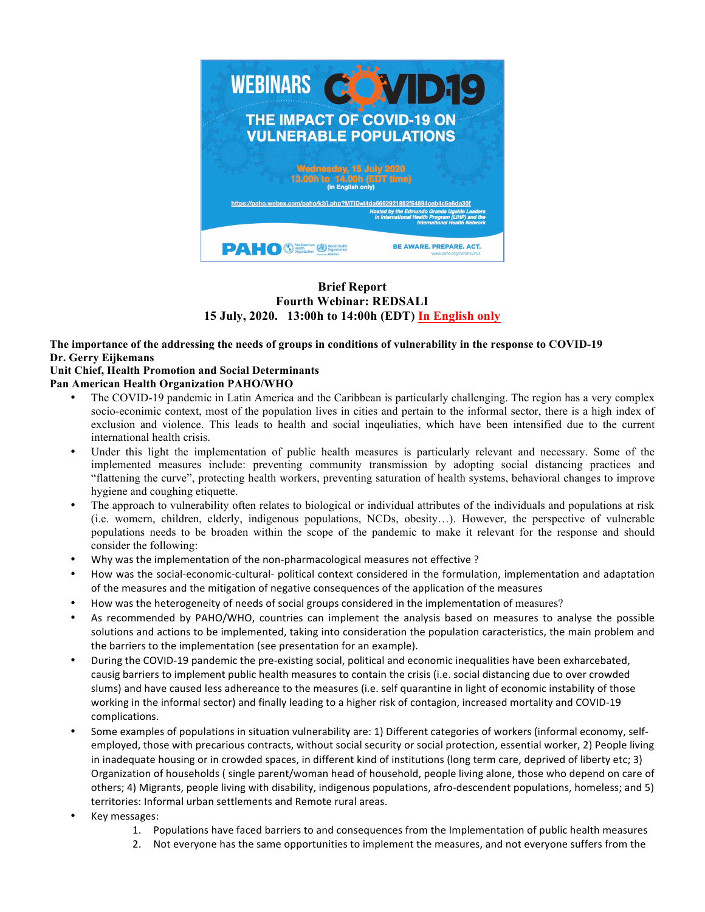WEBINARS COVID-19

THE IMPACT OF COVID-19 ON VULNERABLE POPULATIONS

Wednesday, 15 July 2020
13.00h to 14.00h (EDT time)
(in English only)

https://paho.webex.com/paho/k2/j.php?MTID=t4da6662921882f54894ceb4c5e6da30f

Hosted by the Edmundo Granda Ugalde Leaders in International Health Program (LIHP) and the International Health Network

PAHO

BE AWARE. PREPARE. ACT.
www.paho.org/coronavirus

**Brief Report**
**Fourth Webinar: REDSALI**
**15 July, 2020. 13:00h to 14:00h (EDT) In English only**

**The importance of the addressing the needs of groups in conditions of vulnerability in the response to COVID-19**
**Dr. Gerry Eijkemans**
**Unit Chief, Health Promotion and Social Determinants**
**Pan American Health Organization PAHO/WHO**

- The COVID-19 pandemic in Latin America and the Caribbean is particularly challenging. The region has a very complex socio-econimic context, most of the population lives in cities and pertain to the informal sector, there is a high index of exclusion and violence. This leads to health and social inqeuliaties, which have been intensified due to the current international health crisis.
- Under this light the implementation of public health measures is particularly relevant and necessary. Some of the implemented measures include: preventing community transmission by adopting social distancing practices and "flattening the curve", protecting health workers, preventing saturation of health systems, behavioral changes to improve hygiene and coughing etiquette.
- The approach to vulnerability often relates to biological or individual attributes of the individuals and populations at risk (i.e. womern, children, elderly, indigenous populations, NCDs, obesity…). However, the perspective of vulnerable populations needs to be broaden within the scope of the pandemic to make it relevant for the response and should consider the following:
- Why was the implementation of the non-pharmacological measures not effective ?
- How was the social-economic-cultural- political context considered in the formulation, implementation and adaptation of the measures and the mitigation of negative consequences of the application of the measures
- How was the heterogeneity of needs of social groups considered in the implementation of measures?
- As recommended by PAHO/WHO, countries can implement the analysis based on measures to analyse the possible solutions and actions to be implemented, taking into consideration the population caracteristics, the main problem and the barriers to the implementation (see presentation for an example).
- During the COVID-19 pandemic the pre-existing social, political and economic inequalities have been exharcebated, causig barriers to implement public health measures to contain the crisis (i.e. social distancing due to over crowded slums) and have caused less adheareance to the measures (i.e. self quarantine in light of economic instability of those working in the informal sector) and finally leading to a higher risk of contagion, increased mortality and COVID-19 complications.
- Some examples of populations in situation vulnerability are: 1) Different categories of workers (informal economy, self-employed, those with precarious contracts, without social security or social protection, essential worker, 2) People living in inadequate housing or in crowded spaces, in different kind of institutions (long term care, deprived of liberty etc; 3) Organization of households ( single parent/woman head of household, people living alone, those who depend on care of others; 4) Migrants, people living with disability, indigenous populations, afro-descendent populations, homeless; and 5) territories: Informal urban settlements and Remote rural areas.
- Key messages:
    1. Populations have faced barriers to and consequences from the Implementation of public health measures
    2. Not everyone has the same opportunities to implement the measures, and not everyone suffers from the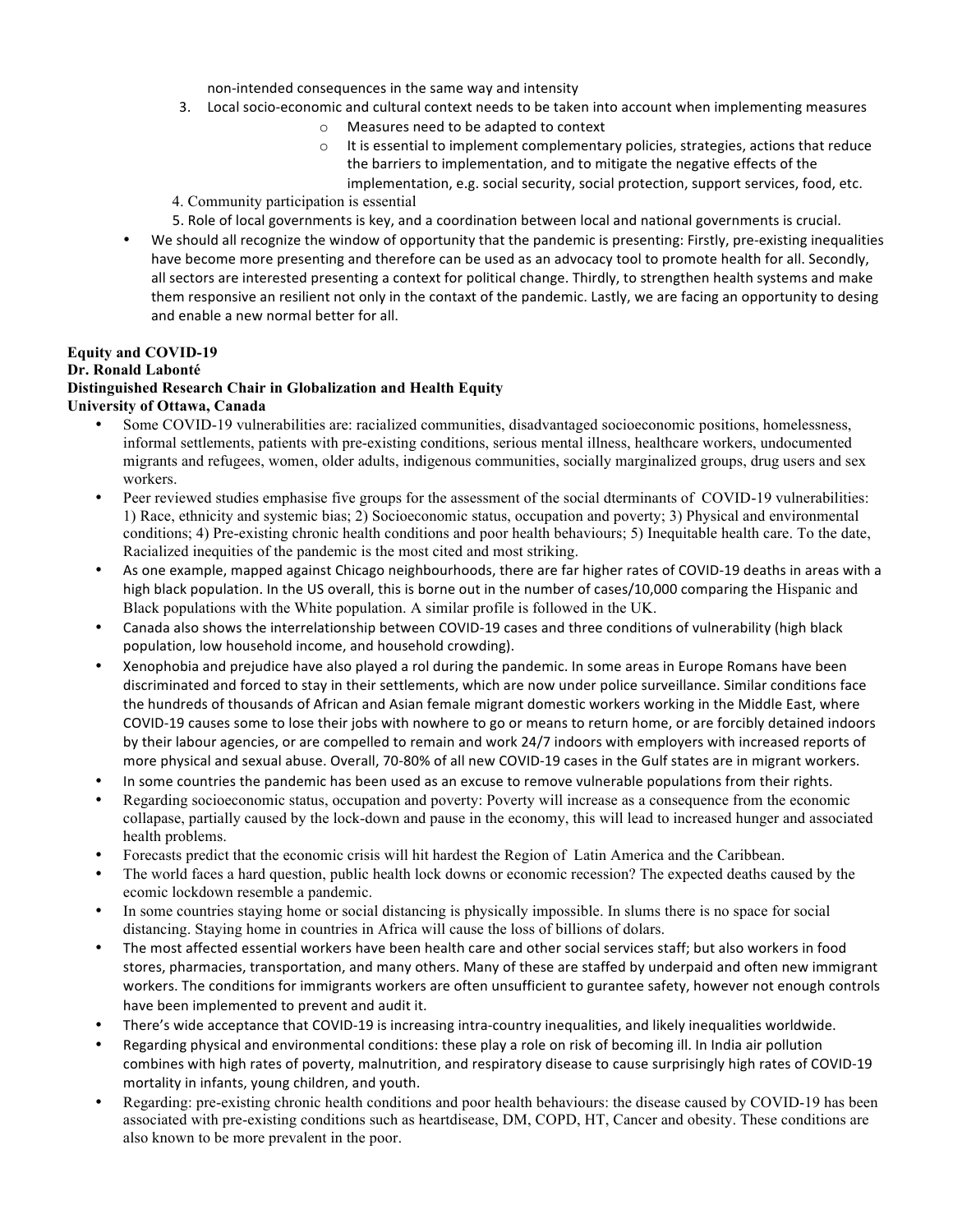non-intended consequences in the same way and intensity

3. Local socio-economic and cultural context needs to be taken into account when implementing measures
   - Measures need to be adapted to context
   - It is essential to implement complementary policies, strategies, actions that reduce the barriers to implementation, and to mitigate the negative effects of the implementation, e.g. social security, social protection, support services, food, etc.
4. Community participation is essential
5. Role of local governments is key, and a coordination between local and national governments is crucial.

- We should all recognize the window of opportunity that the pandemic is presenting: Firstly, pre-existing inequalities have become more presenting and therefore can be used as an advocacy tool to promote health for all. Secondly, all sectors are interested presenting a context for political change. Thirdly, to strengthen health systems and make them responsive an resilient not only in the contaxt of the pandemic. Lastly, we are facing an opportunity to desing and enable a new normal better for all.

**Equity and COVID-19**
**Dr. Ronald Labonté**
**Distinguished Research Chair in Globalization and Health Equity**
**University of Ottawa, Canada**

- Some COVID-19 vulnerabilities are: racialized communities, disadvantaged socioeconomic positions, homelessness, informal settlements, patients with pre-existing conditions, serious mental illness, healthcare workers, undocumented migrants and refugees, women, older adults, indigenous communities, socially marginalized groups, drug users and sex workers.
- Peer reviewed studies emphasise five groups for the assessment of the social dterminants of COVID-19 vulnerabilities: 1) Race, ethnicity and systemic bias; 2) Socioeconomic status, occupation and poverty; 3) Physical and environmental conditions; 4) Pre-existing chronic health conditions and poor health behaviours; 5) Inequitable health care. To the date, Racialized inequities of the pandemic is the most cited and most striking.
- As one example, mapped against Chicago neighbourhoods, there are far higher rates of COVID-19 deaths in areas with a high black population. In the US overall, this is borne out in the number of cases/10,000 comparing the Hispanic and Black populations with the White population. A similar profile is followed in the UK.
- Canada also shows the interrelationship between COVID-19 cases and three conditions of vulnerability (high black population, low household income, and household crowding).
- Xenophobia and prejudice have also played a rol during the pandemic. In some areas in Europe Romans have been discriminated and forced to stay in their settlements, which are now under police surveillance. Similar conditions face the hundreds of thousands of African and Asian female migrant domestic workers working in the Middle East, where COVID-19 causes some to lose their jobs with nowhere to go or means to return home, or are forcibly detained indoors by their labour agencies, or are compelled to remain and work 24/7 indoors with employers with increased reports of more physical and sexual abuse. Overall, 70-80% of all new COVID-19 cases in the Gulf states are in migrant workers.
- In some countries the pandemic has been used as an excuse to remove vulnerable populations from their rights.
- Regarding socioeconomic status, occupation and poverty: Poverty will increase as a consequence from the economic collapase, partially caused by the lock-down and pause in the economy, this will lead to increased hunger and associated health problems.
- Forecasts predict that the economic crisis will hit hardest the Region of Latin America and the Caribbean.
- The world faces a hard question, public health lock downs or economic recession? The expected deaths caused by the ecomic lockdown resemble a pandemic.
- In some countries staying home or social distancing is physically impossible. In slums there is no space for social distancing. Staying home in countries in Africa will cause the loss of billions of dolars.
- The most affected essential workers have been health care and other social services staff; but also workers in food stores, pharmacies, transportation, and many others. Many of these are staffed by underpaid and often new immigrant workers. The conditions for immigrants workers are often unsufficient to gurantee safety, however not enough controls have been implemented to prevent and audit it.
- There's wide acceptance that COVID-19 is increasing intra-country inequalities, and likely inequalities worldwide.
- Regarding physical and environmental conditions: these play a role on risk of becoming ill. In India air pollution combines with high rates of poverty, malnutrition, and respiratory disease to cause surprisingly high rates of COVID-19 mortality in infants, young children, and youth.
- Regarding: pre-existing chronic health conditions and poor health behaviours: the disease caused by COVID-19 has been associated with pre-existing conditions such as heartdisease, DM, COPD, HT, Cancer and obesity. These conditions are also known to be more prevalent in the poor.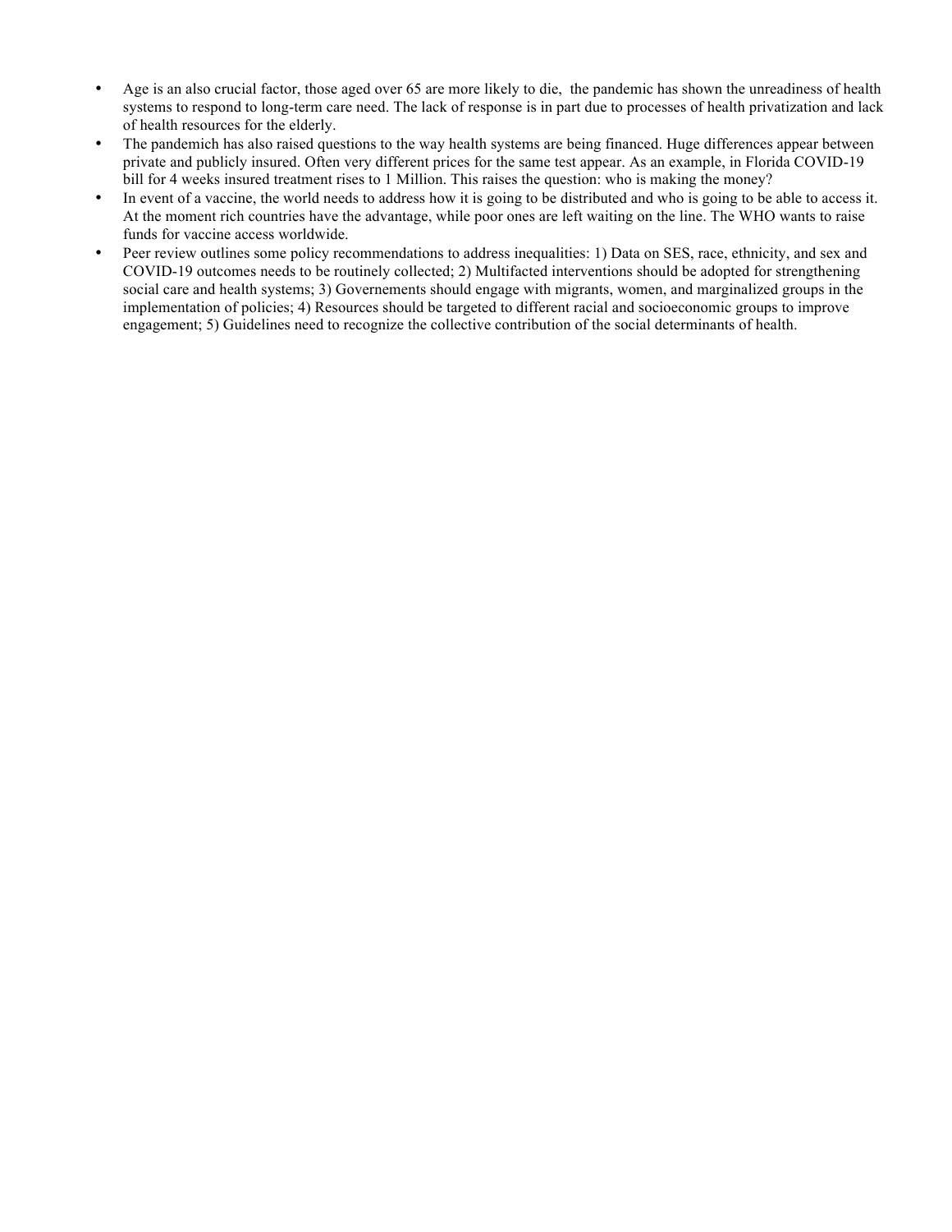- Age is an also crucial factor, those aged over 65 are more likely to die, the pandemic has shown the unreadiness of health systems to respond to long-term care need. The lack of response is in part due to processes of health privatization and lack of health resources for the elderly.
- The pandemich has also raised questions to the way health systems are being financed. Huge differences appear between private and publicly insured. Often very different prices for the same test appear. As an example, in Florida COVID-19 bill for 4 weeks insured treatment rises to 1 Million. This raises the question: who is making the money?
- In event of a vaccine, the world needs to address how it is going to be distributed and who is going to be able to access it. At the moment rich countries have the advantage, while poor ones are left waiting on the line. The WHO wants to raise funds for vaccine access worldwide.
- Peer review outlines some policy recommendations to address inequalities: 1) Data on SES, race, ethnicity, and sex and COVID-19 outcomes needs to be routinely collected; 2) Multifacted interventions should be adopted for strengthening social care and health systems; 3) Governements should engage with migrants, women, and marginalized groups in the implementation of policies; 4) Resources should be targeted to different racial and socioeconomic groups to improve engagement; 5) Guidelines need to recognize the collective contribution of the social determinants of health.